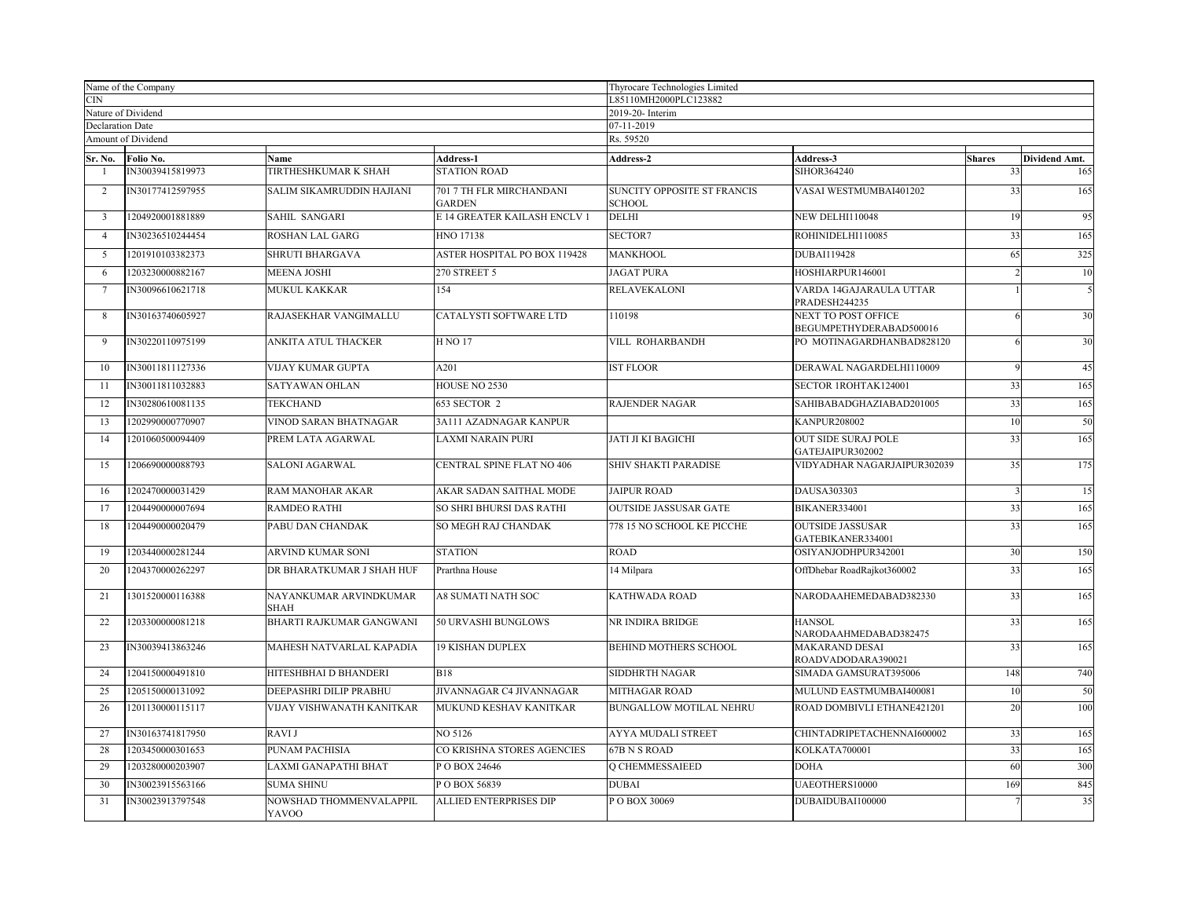| Name of the Company | Thyrocare Technologies Limited |
| --- | --- |
| CIN | L85110MH2000PLC123882 |
| Nature of Dividend | 2019-20- Interim |
| Declaration Date | 07-11-2019 |
| Amount of Dividend | Rs. 59520 |

| Sr. No. | Folio No. | Name | Address-1 | Address-2 | Address-3 | Shares | Dividend Amt. |
| --- | --- | --- | --- | --- | --- | --- | --- |
| 1 | IN30039415819973 | TIRTHESHKUMAR K SHAH | STATION ROAD | | SIHOR364240 | 33 | 165 |
| 2 | IN30177412597955 | SALIM SIKAMRUDDIN HAJIANI | 701 7 TH FLR MIRCHANDANI GARDEN | SUNCITY OPPOSITE ST FRANCIS SCHOOL | VASAI WESTMUMBAI401202 | 33 | 165 |
| 3 | 1204920001881889 | SAHIL SANGARI | E 14 GREATER KAILASH ENCLV 1 | DELHI | NEW DELHI110048 | 19 | 95 |
| 4 | IN30236510244454 | ROSHAN LAL GARG | HNO 17138 | SECTOR7 | ROHINIDELHI110085 | 33 | 165 |
| 5 | 1201910103382373 | SHRUTI BHARGAVA | ASTER HOSPITAL PO BOX 119428 | MANKHOOL | DUBAI119428 | 65 | 325 |
| 6 | 1203230000882167 | MEENA JOSHI | 270 STREET 5 | JAGAT PURA | HOSHIARPUR146001 | 2 | 10 |
| 7 | IN30096610621718 | MUKUL KAKKAR | 154 | RELAVEKALONI | VARDA 14GAJARAULA UTTAR PRADESH244235 | 1 | 5 |
| 8 | IN30163740605927 | RAJASEKHAR VANGIMALLU | CATALYSTI SOFTWARE LTD | 110198 | NEXT TO POST OFFICE BEGUMPETHYDERABAD500016 | 6 | 30 |
| 9 | IN30220110975199 | ANKITA ATUL THACKER | H NO 17 | VILL ROHARBANDH | PO MOTINAGARDHANBAD828120 | 6 | 30 |
| 10 | IN30011811127336 | VIJAY KUMAR GUPTA | A201 | IST FLOOR | DERAWAL NAGARDELHI110009 | 9 | 45 |
| 11 | IN30011811032883 | SATYAWAN OHLAN | HOUSE NO 2530 | | SECTOR 1ROHTAK124001 | 33 | 165 |
| 12 | IN30280610081135 | TEKCHAND | 653 SECTOR 2 | RAJENDER NAGAR | SAHIBABADGHAZIABAD201005 | 33 | 165 |
| 13 | 1202990000770907 | VINOD SARAN BHATNAGAR | 3A111 AZADNAGAR KANPUR | | KANPUR208002 | 10 | 50 |
| 14 | 1201060500094409 | PREM LATA AGARWAL | LAXMI NARAIN PURI | JATI JI KI BAGICHI | OUT SIDE SURAJ POLE GATEJAIPUR302002 | 33 | 165 |
| 15 | 1206690000088793 | SALONI AGARWAL | CENTRAL SPINE FLAT NO 406 | SHIV SHAKTI PARADISE | VIDYADHAR NAGARJAIPUR302039 | 35 | 175 |
| 16 | 1202470000031429 | RAM MANOHAR AKAR | AKAR SADAN SAITHAL MODE | JAIPUR ROAD | DAUSA303303 | 3 | 15 |
| 17 | 1204490000007694 | RAMDEO RATHI | SO SHRI BHURSI DAS RATHI | OUTSIDE JASSUSAR GATE | BIKANER334001 | 33 | 165 |
| 18 | 1204490000020479 | PABU DAN CHANDAK | SO MEGH RAJ CHANDAK | 778 15 NO SCHOOL KE PICCHE | OUTSIDE JASSUSAR GATEBIKANER334001 | 33 | 165 |
| 19 | 1203440000281244 | ARVIND KUMAR SONI | STATION | ROAD | OSIYANJODHPUR342001 | 30 | 150 |
| 20 | 1204370000262297 | DR BHARATKUMAR J SHAH HUF | Prarthna House | 14 Milpara | OffDhebar RoadRajkot360002 | 33 | 165 |
| 21 | 1301520000116388 | NAYANKUMAR ARVINDKUMAR SHAH | A8 SUMATI NATH SOC | KATHWADA ROAD | NARODAAHEMEDABAD382330 | 33 | 165 |
| 22 | 1203300000081218 | BHARTI RAJKUMAR GANGWANI | 50 URVASHI BUNGLOWS | NR INDIRA BRIDGE | HANSOL NARODAAHMEDABAD382475 | 33 | 165 |
| 23 | IN30039413863246 | MAHESH NATVARLAL KAPADIA | 19 KISHAN DUPLEX | BEHIND MOTHERS SCHOOL | MAKARAND DESAI ROADVADODARA390021 | 33 | 165 |
| 24 | 1204150000491810 | HITESHBHAI D BHANDERI | B18 | SIDDHRTH NAGAR | SIMADA GAMSURAT395006 | 148 | 740 |
| 25 | 1205150000131092 | DEEPASHRI DILIP PRABHU | JIVANNAGAR C4 JIVANNAGAR | MITHAGAR ROAD | MULUND EASTMUMBAI400081 | 10 | 50 |
| 26 | 1201130000115117 | VIJAY VISHWANATH KANITKAR | MUKUND KESHAV KANITKAR | BUNGALLOW MOTILAL NEHRU | ROAD DOMBIVLI ETHANE421201 | 20 | 100 |
| 27 | IN30163741817950 | RAVI J | NO 5126 | AYYA MUDALI STREET | CHINTADRIPETACHENNAI600002 | 33 | 165 |
| 28 | 1203450000301653 | PUNAM PACHISIA | CO KRISHNA STORES AGENCIES | 67B N S ROAD | KOLKATA700001 | 33 | 165 |
| 29 | 1203280000203907 | LAXMI GANAPATHI BHAT | P O BOX 24646 | Q CHEMMESSAIEED | DOHA | 60 | 300 |
| 30 | IN30023915563166 | SUMA SHINU | P O BOX 56839 | DUBAI | UAEOTHERS10000 | 169 | 845 |
| 31 | IN30023913797548 | NOWSHAD THOMMENVALAPPIL YAVOO | ALLIED ENTERPRISES DIP | P O BOX 30069 | DUBAIDUBAI100000 | 7 | 35 |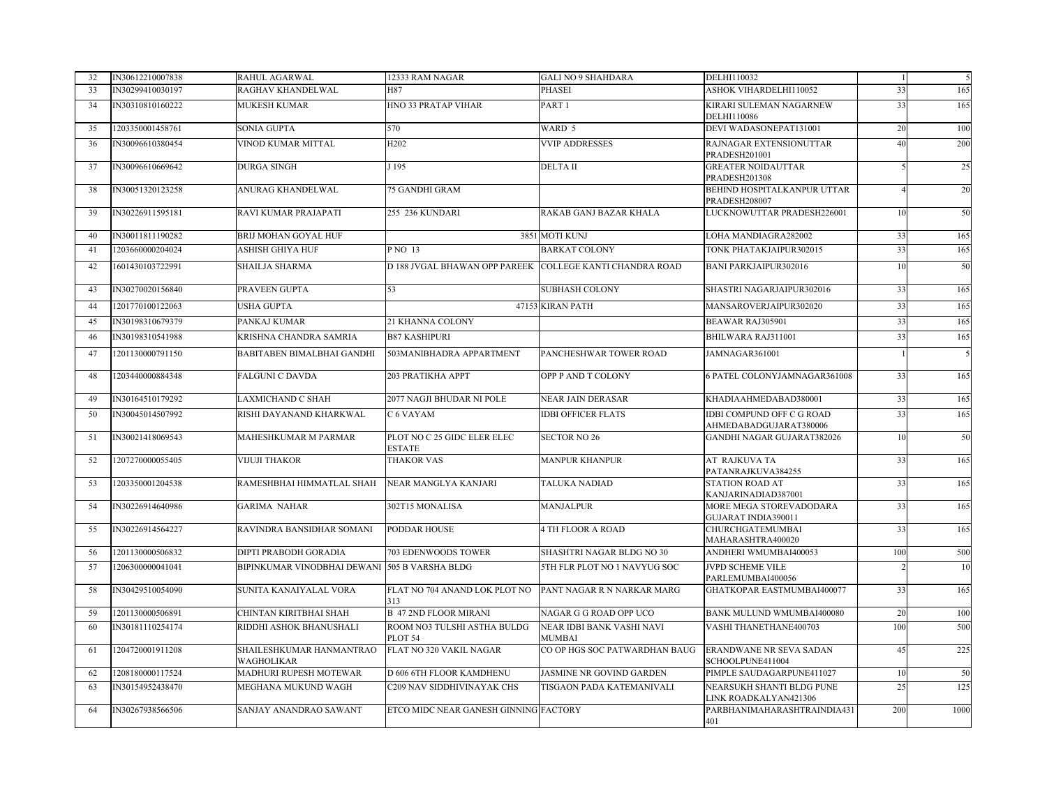| 32 | IN30612210007838 | RAHUL AGARWAL | 12333 RAM NAGAR | GALI NO 9 SHAHDARA | DELHI110032 | 1 | 5 |
|---|---|---|---|---|---|---|---|
| 33 | IN30299410030197 | RAGHAV KHANDELWAL | H87 | PHASEI | ASHOK VIHARDELHI110052 | 33 | 165 |
| 34 | IN30310810160222 | MUKESH KUMAR | HNO 33 PRATAP VIHAR | PART 1 | KIRARI SULEMAN NAGARNEW DELHI110086 | 33 | 165 |
| 35 | 1203350001458761 | SONIA GUPTA | 570 | WARD 5 | DEVI WADASONEPAT131001 | 20 | 100 |
| 36 | IN30096610380454 | VINOD KUMAR MITTAL | H202 | VVIP ADDRESSES | RAJNAGAR EXTENSIONUTTAR PRADESH201001 | 40 | 200 |
| 37 | IN30096610669642 | DURGA SINGH | J 195 | DELTA II | GREATER NOIDAUTTAR PRADESH201308 | 5 | 25 |
| 38 | IN30051320123258 | ANURAG KHANDELWAL | 75 GANDHI GRAM | | BEHIND HOSPITALKANPUR UTTAR PRADESH208007 | 4 | 20 |
| 39 | IN30226911595181 | RAVI KUMAR PRAJAPATI | 255 236 KUNDARI | RAKAB GANJ BAZAR KHALA | LUCKNOWUTTAR PRADESH226001 | 10 | 50 |
| 40 | IN30011811190282 | BRIJ MOHAN GOYAL HUF | 3851 | MOTI KUNJ | LOHA MANDIAGRA282002 | 33 | 165 |
| 41 | 1203660000204024 | ASHISH GHIYA HUF | P NO 13 | BARKAT COLONY | TONK PHATAKJAIPUR302015 | 33 | 165 |
| 42 | 1601430103722991 | SHAILJA SHARMA | D 188 JVGAL BHAWAN OPP PAREEK | COLLEGE KANTI CHANDRA ROAD | BANI PARKJAIPUR302016 | 10 | 50 |
| 43 | IN30270020156840 | PRAVEEN GUPTA | 53 | SUBHASH COLONY | SHASTRI NAGARJAIPUR302016 | 33 | 165 |
| 44 | 1201770100122063 | USHA GUPTA | 47153 | KIRAN PATH | MANSAROVERJAIPUR302020 | 33 | 165 |
| 45 | IN30198310679379 | PANKAJ KUMAR | 21 KHANNA COLONY | | BEAWAR RAJ305901 | 33 | 165 |
| 46 | IN30198310541988 | KRISHNA CHANDRA SAMRIA | B87 KASHIPURI | | BHILWARA RAJ311001 | 33 | 165 |
| 47 | 1201130000791150 | BABITABEN BIMALBHAI GANDHI | 503MANIBHADRA APPARTMENT | PANCHESHWAR TOWER ROAD | JAMNAGAR361001 | 1 | 5 |
| 48 | 1203440000884348 | FALGUNI C DAVDA | 203 PRATIKHA APPT | OPP P AND T COLONY | 6 PATEL COLONYJAMNAGAR361008 | 33 | 165 |
| 49 | IN30164510179292 | LAXMICHAND C SHAH | 2077 NAGJI BHUDAR NI POLE | NEAR JAIN DERASAR | KHADIAAHMEDABAD380001 | 33 | 165 |
| 50 | IN30045014507992 | RISHI DAYANAND KHARKWAL | C 6 VAYAM | IDBI OFFICER FLATS | IDBI COMPUND OFF C G ROAD AHMEDABADGUJARAT380006 | 33 | 165 |
| 51 | IN30021418069543 | MAHESHKUMAR M PARMAR | PLOT NO C 25 GIDC ELER ELEC ESTATE | SECTOR NO 26 | GANDHI NAGAR GUJARAT382026 | 10 | 50 |
| 52 | 1207270000055405 | VIJUJI THAKOR | THAKOR VAS | MANPUR KHANPUR | AT RAJKUVA TA PATANRAJKUVA384255 | 33 | 165 |
| 53 | 1203350001204538 | RAMESHBHAI HIMMATLAL SHAH | NEAR MANGLYA KANJARI | TALUKA NADIAD | STATION ROAD AT KANJARINADIAD387001 | 33 | 165 |
| 54 | IN30226914640986 | GARIMA NAHAR | 302T15 MONALISA | MANJALPUR | MORE MEGA STOREVADODARA GUJARAT INDIA390011 | 33 | 165 |
| 55 | IN30226914564227 | RAVINDRA BANSIDHAR SOMANI | PODDAR HOUSE | 4 TH FLOOR A ROAD | CHURCHGATEMUMBAI MAHARASHTRA400020 | 33 | 165 |
| 56 | 1201130000506832 | DIPTI PRABODH GORADIA | 703 EDENWOODS TOWER | SHASHTRI NAGAR BLDG NO 30 | ANDHERI WMUMBAI400053 | 100 | 500 |
| 57 | 1206300000041041 | BIPINKUMAR VINODBHAI DEWANI | 505 B VARSHA BLDG | 5TH FLR PLOT NO 1 NAVYUG SOC | JVPD SCHEME VILE PARLEMUMBAI400056 | 2 | 10 |
| 58 | IN30429510054090 | SUNITA KANAIYALAL VORA | FLAT NO 704 ANAND LOK PLOT NO 313 | PANT NAGAR R N NARKAR MARG | GHATKOPAR EASTMUMBAI400077 | 33 | 165 |
| 59 | 1201130000506891 | CHINTAN KIRITBHAI SHAH | B 47 2ND FLOOR MIRANI | NAGAR G G ROAD OPP UCO | BANK MULUND WMUMBAI400080 | 20 | 100 |
| 60 | IN30181110254174 | RIDDHI ASHOK BHANUSHALI | ROOM NO3 TULSHI ASTHA BULDG PLOT 54 | NEAR IDBI BANK VASHI NAVI MUMBAI | VASHI THANETHANE400703 | 100 | 500 |
| 61 | 1204720001911208 | SHAILESHKUMAR HANMANTRAO WAGHOLIKAR | FLAT NO 320 VAKIL NAGAR | CO OP HGS SOC PATWARDHAN BAUG | ERANDWANE NR SEVA SADAN SCHOOLPUNE411004 | 45 | 225 |
| 62 | 1208180000117524 | MADHURI RUPESH MOTEWAR | D 606 6TH FLOOR KAMDHENU | JASMINE NR GOVIND GARDEN | PIMPLE SAUDAGARPUNE411027 | 10 | 50 |
| 63 | IN30154952438470 | MEGHANA MUKUND WAGH | C209 NAV SIDDHIVINAYAK CHS | TISGAON PADA KATEMANIVALI | NEARSUKH SHANTI BLDG PUNE LINK ROADKALYAN421306 | 25 | 125 |
| 64 | IN30267938566506 | SANJAY ANANDRAO SAWANT | ETCO MIDC NEAR GANESH GINNING | FACTORY | PARBHANIMAHARASHTRAINDIA431 401 | 200 | 1000 |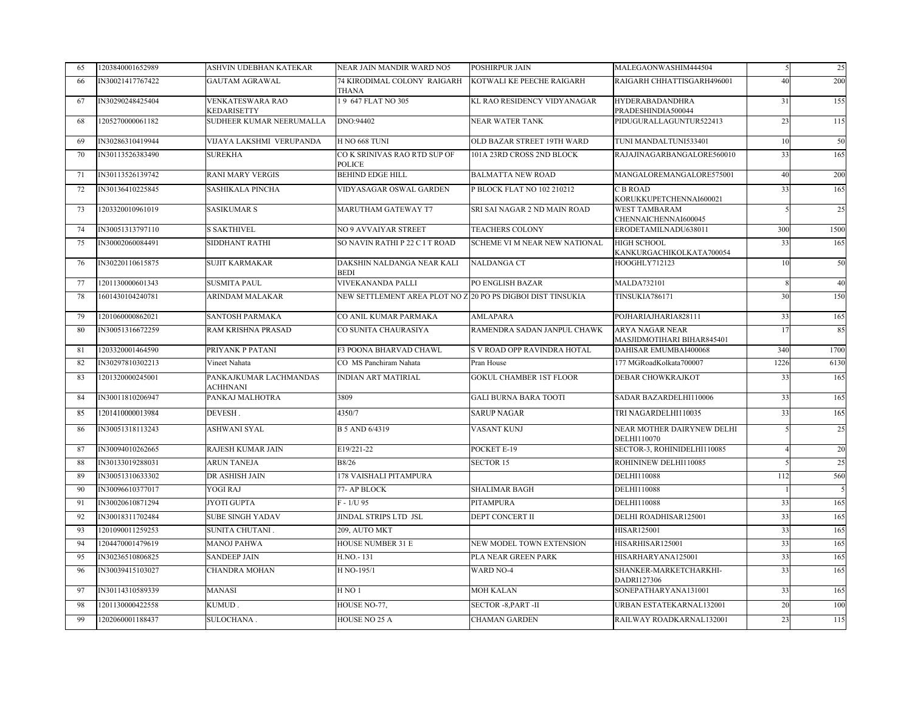| 65 | 1203840001652989 | ASHVIN UDEBHAN KATEKAR | NEAR JAIN MANDIR WARD NO5 | POSHIRPUR JAIN | MALEGAONWASHIM444504 | 5 | 25 |
|---|---|---|---|---|---|---|---|
| 66 | IN30021417767422 | GAUTAM AGRAWAL | 74 KIRODIMAL COLONY RAIGARH THANA | KOTWALI KE PEECHE RAIGARH | RAIGARH CHHATTISGARH496001 | 40 | 200 |
| 67 | IN30290248425404 | VENKATESWARA RAO KEDARISETTY | 1 9 647 FLAT NO 305 | KL RAO RESIDENCY VIDYANAGAR | HYDERABADANDHRA PRADESHINDIA500044 | 31 | 155 |
| 68 | 1205270000061182 | SUDHEER KUMAR NEERUMALLA | DNO:94402 | NEAR WATER TANK | PIDUGURALLAGUNTUR522413 | 23 | 115 |
| 69 | IN30286310419944 | VIJAYA LAKSHMI VERUPANDA | H NO 668 TUNI | OLD BAZAR STREET 19TH WARD | TUNI MANDALTUNI533401 | 10 | 50 |
| 70 | IN30113526383490 | SUREKHA | CO K SRINIVAS RAO RTD SUP OF POLICE | 101A 23RD CROSS 2ND BLOCK | RAJAJINAGARBANGALORE560010 | 33 | 165 |
| 71 | IN30113526139742 | RANI MARY VERGIS | BEHIND EDGE HILL | BALMATTA NEW ROAD | MANGALOREMANGALORE575001 | 40 | 200 |
| 72 | IN30136410225845 | SASHIKALA PINCHA | VIDYASAGAR OSWAL GARDEN | P BLOCK FLAT NO 102 210212 | C B ROAD KORUKKUPETCHENNAI600021 | 33 | 165 |
| 73 | 1203320010961019 | SASIKUMAR S | MARUTHAM GATEWAY T7 | SRI SAI NAGAR 2 ND MAIN ROAD | WEST TAMBARAM CHENNAICHENNAI600045 | 5 | 25 |
| 74 | IN30051313797110 | S SAKTHIVEL | NO 9 AVVAIYAR STREET | TEACHERS COLONY | ERODETAMILNADU638011 | 300 | 1500 |
| 75 | IN30002060084491 | SIDDHANT RATHI | SO NAVIN RATHI P 22 C I T ROAD | SCHEME VI M NEAR NEW NATIONAL | HIGH SCHOOL KANKURGACHIKOLKATA700054 | 33 | 165 |
| 76 | IN30220110615875 | SUJIT KARMAKAR | DAKSHIN NALDANGA NEAR KALI BEDI | NALDANGA CT | HOOGHLY712123 | 10 | 50 |
| 77 | 1201130000601343 | SUSMITA PAUL | VIVEKANANDA PALLI | PO ENGLISH BAZAR | MALDA732101 | 8 | 40 |
| 78 | 1601430104240781 | ARINDAM MALAKAR | NEW SETTLEMENT AREA PLOT NO Z | 20 PO PS DIGBOI DIST TINSUKIA | TINSUKIA786171 | 30 | 150 |
| 79 | 1201060000862021 | SANTOSH PARMAKA | CO ANIL KUMAR PARMAKA | AMLAPARA | POJHARIAJHARIA828111 | 33 | 165 |
| 80 | IN30051316672259 | RAM KRISHNA PRASAD | CO SUNITA CHAURASIYA | RAMENDRA SADAN JANPUL CHAWK | ARYA NAGAR NEAR MASJIDMOTIHARI BIHAR845401 | 17 | 85 |
| 81 | 1203320001464590 | PRIYANK P PATANI | F3 POONA BHARVAD CHAWL | S V ROAD OPP RAVINDRA HOTAL | DAHISAR EMUMBAI400068 | 340 | 1700 |
| 82 | IN30297810302213 | Vineet Nahata | CO MS Panchiram Nahata | Pran House | 177 MGRoadKolkata700007 | 1226 | 6130 |
| 83 | 1201320000245001 | PANKAJKUMAR LACHMANDAS ACHHNANI | INDIAN ART MATIRIAL | GOKUL CHAMBER 1ST FLOOR | DEBAR CHOWKRAJKOT | 33 | 165 |
| 84 | IN30011810206947 | PANKAJ MALHOTRA | 3809 | GALI BURNA BARA TOOTI | SADAR BAZARDELHI110006 | 33 | 165 |
| 85 | 1201410000013984 | DEVESH . | 4350/7 | SARUP NAGAR | TRI NAGARDELHI110035 | 33 | 165 |
| 86 | IN30051318113243 | ASHWANI SYAL | B 5 AND 6/4319 | VASANT KUNJ | NEAR MOTHER DAIRYNEW DELHI DELHI110070 | 5 | 25 |
| 87 | IN30094010262665 | RAJESH KUMAR JAIN | E19/221-22 | POCKET E-19 | SECTOR-3, ROHINIDELHI110085 | 4 | 20 |
| 88 | IN30133019288031 | ARUN TANEJA | B8/26 | SECTOR 15 | ROHININEW DELHI110085 | 5 | 25 |
| 89 | IN30051310633302 | DR ASHISH JAIN | 178 VAISHALI PITAMPURA | | DELHI110088 | 112 | 560 |
| 90 | IN30096610377017 | YOGI RAJ | 77- AP BLOCK | SHALIMAR BAGH | DELHI110088 | 1 | 5 |
| 91 | IN30020610871294 | JYOTI GUPTA | F - 1/U 95 | PITAMPURA | DELHI110088 | 33 | 165 |
| 92 | IN30018311702484 | SUBE SINGH YADAV | JINDAL STRIPS LTD JSL | DEPT CONCERT II | DELHI ROADHISAR125001 | 33 | 165 |
| 93 | 1201090011259253 | SUNITA CHUTANI . | 209, AUTO MKT | | HISAR125001 | 33 | 165 |
| 94 | 1204470001479619 | MANOJ PAHWA | HOUSE NUMBER 31 E | NEW MODEL TOWN EXTENSION | HISARHISAR125001 | 33 | 165 |
| 95 | IN30236510806825 | SANDEEP JAIN | H.NO.- 131 | PLA NEAR GREEN PARK | HISARHARYANA125001 | 33 | 165 |
| 96 | IN30039415103027 | CHANDRA MOHAN | H NO-195/1 | WARD NO-4 | SHANKER-MARKETCHARKHI-DADRI127306 | 33 | 165 |
| 97 | IN30114310589339 | MANASI | H NO 1 | MOH KALAN | SONEPATHARYANA131001 | 33 | 165 |
| 98 | 1201130000422558 | KUMUD . | HOUSE NO-77, | SECTOR -8,PART -II | URBAN ESTATEKARNAL132001 | 20 | 100 |
| 99 | 1202060001188437 | SULOCHANA . | HOUSE NO 25 A | CHAMAN GARDEN | RAILWAY ROADKARNAL132001 | 23 | 115 |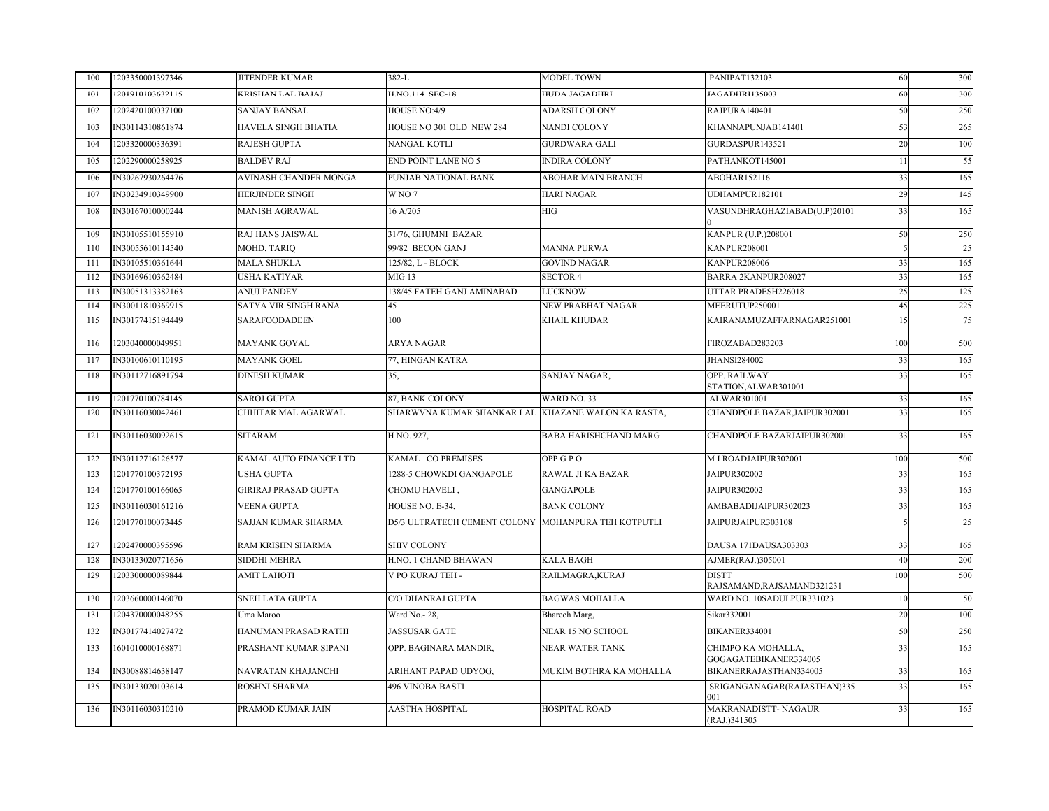| 100 | 1203350001397346 | JITENDER KUMAR | 382-L | MODEL TOWN | .PANIPAT132103 | 60 | 300 |
|---|---|---|---|---|---|---|---|
| 101 | 1201910103632115 | KRISHAN LAL BAJAJ | H.NO.114 SEC-18 | HUDA JAGADHRI | JAGADHRI135003 | 60 | 300 |
| 102 | 1202420100037100 | SANJAY BANSAL | HOUSE NO:4/9 | ADARSH COLONY | RAJPURA140401 | 50 | 250 |
| 103 | IN30114310861874 | HAVELA SINGH BHATIA | HOUSE NO 301 OLD NEW 284 | NANDI COLONY | KHANNAPUNJAB141401 | 53 | 265 |
| 104 | 1203320000336391 | RAJESH GUPTA | NANGAL KOTLI | GURDWARA GALI | GURDASPUR143521 | 20 | 100 |
| 105 | 1202290000258925 | BALDEV RAJ | END POINT LANE NO 5 | INDIRA COLONY | PATHANKOT145001 | 11 | 55 |
| 106 | IN30267930264476 | AVINASH CHANDER MONGA | PUNJAB NATIONAL BANK | ABOHAR MAIN BRANCH | ABOHAR152116 | 33 | 165 |
| 107 | IN30234910349900 | HERJINDER SINGH | W NO 7 | HARI NAGAR | UDHAMPUR182101 | 29 | 145 |
| 108 | IN30167010000244 | MANISH AGRAWAL | 16 A/205 | HIG | VASUNDHRAGHAZIABAD(U.P)201010 | 33 | 165 |
| 109 | IN30105510155910 | RAJ HANS JAISWAL | 31/76, GHUMNI BAZAR | | KANPUR (U.P.)208001 | 50 | 250 |
| 110 | IN30055610114540 | MOHD. TARIQ | 99/82 BECON GANJ | MANNA PURWA | KANPUR208001 | 5 | 25 |
| 111 | IN30105510361644 | MALA SHUKLA | 125/82, L - BLOCK | GOVIND NAGAR | KANPUR208006 | 33 | 165 |
| 112 | IN30169610362484 | USHA KATIYAR | MIG 13 | SECTOR 4 | BARRA 2KANPUR208027 | 33 | 165 |
| 113 | IN30051313382163 | ANUJ PANDEY | 138/45 FATEH GANJ AMINABAD | LUCKNOW | UTTAR PRADESH226018 | 25 | 125 |
| 114 | IN30011810369915 | SATYA VIR SINGH RANA | 45 | NEW PRABHAT NAGAR | MEERUTUP250001 | 45 | 225 |
| 115 | IN30177415194449 | SARAFOODADEEN | 100 | KHAIL KHUDAR | KAIRANAMUZAFFARNAGAR251001 | 15 | 75 |
| 116 | 1203040000049951 | MAYANK GOYAL | ARYA NAGAR | | FIROZABAD283203 | 100 | 500 |
| 117 | IN30100610110195 | MAYANK GOEL | 77, HINGAN KATRA | | JHANSI284002 | 33 | 165 |
| 118 | IN30112716891794 | DINESH KUMAR | 35, | SANJAY NAGAR, | OPP. RAILWAY STATION,ALWAR301001 | 33 | 165 |
| 119 | 1201770100784145 | SAROJ GUPTA | 87, BANK COLONY | WARD NO. 33 | .ALWAR301001 | 33 | 165 |
| 120 | IN30116030042461 | CHHITAR MAL AGARWAL | SHARWVNA KUMAR SHANKAR LAL | KHAZANE WALON KA RASTA, | CHANDPOLE BAZAR,JAIPUR302001 | 33 | 165 |
| 121 | IN30116030092615 | SITARAM | H NO. 927, | BABA HARISHCHAND MARG | CHANDPOLE BAZARJAIPUR302001 | 33 | 165 |
| 122 | IN30112716126577 | KAMAL AUTO FINANCE LTD | KAMAL CO PREMISES | OPP G P O | M I ROADJAIPUR302001 | 100 | 500 |
| 123 | 1201770100372195 | USHA GUPTA | 1288-5 CHOWKDI GANGAPOLE | RAWAL JI KA BAZAR | JAIPUR302002 | 33 | 165 |
| 124 | 1201770100166065 | GIRIRAJ PRASAD GUPTA | CHOMU HAVELI , | GANGAPOLE | JAIPUR302002 | 33 | 165 |
| 125 | IN30116030161216 | VEENA GUPTA | HOUSE NO. E-34, | BANK COLONY | AMBABADIJAIPUR302023 | 33 | 165 |
| 126 | 1201770100073445 | SAJJAN KUMAR SHARMA | D5/3 ULTRATECH CEMENT COLONY | MOHANPURA TEH KOTPUTLI | JAIPURJAIPUR303108 | 5 | 25 |
| 127 | 1202470000395596 | RAM KRISHN SHARMA | SHIV COLONY | | DAUSA 171DAUSA303303 | 33 | 165 |
| 128 | IN30133020771656 | SIDDHI MEHRA | H.NO. 1 CHAND BHAWAN | KALA BAGH | AJMER(RAJ.)305001 | 40 | 200 |
| 129 | 1203300000089844 | AMIT LAHOTI | V PO KURAJ TEH - | RAILMAGRA,KURAJ | DISTT RAJSAMAND,RAJSAMAND321231 | 100 | 500 |
| 130 | 1203660000146070 | SNEH LATA GUPTA | C/O DHANRAJ GUPTA | BAGWAS MOHALLA | WARD NO. 10SADULPUR331023 | 10 | 50 |
| 131 | 1204370000048255 | Uma Maroo | Ward No.- 28, | Bharech Marg, | Sikar332001 | 20 | 100 |
| 132 | IN30177414027472 | HANUMAN PRASAD RATHI | JASSUSAR GATE | NEAR 15 NO SCHOOL | BIKANER334001 | 50 | 250 |
| 133 | 1601010000168871 | PRASHANT KUMAR SIPANI | OPP. BAGINARA MANDIR, | NEAR WATER TANK | CHIMPO KA MOHALLA, GOGAGATEBIKANER334005 | 33 | 165 |
| 134 | IN30088814638147 | NAVRATAN KHAJANCHI | ARIHANT PAPAD UDYOG, | MUKIM BOTHRA KA MOHALLA | BIKANERRAJASTHAN334005 | 33 | 165 |
| 135 | IN30133020103614 | ROSHNI SHARMA | 496 VINOBA BASTI | . | .SRIGANGANAGAR(RAJASTHAN)335001 | 33 | 165 |
| 136 | IN30116030310210 | PRAMOD KUMAR JAIN | AASTHA HOSPITAL | HOSPITAL ROAD | MAKRANADISTT- NAGAUR (RAJ.)341505 | 33 | 165 |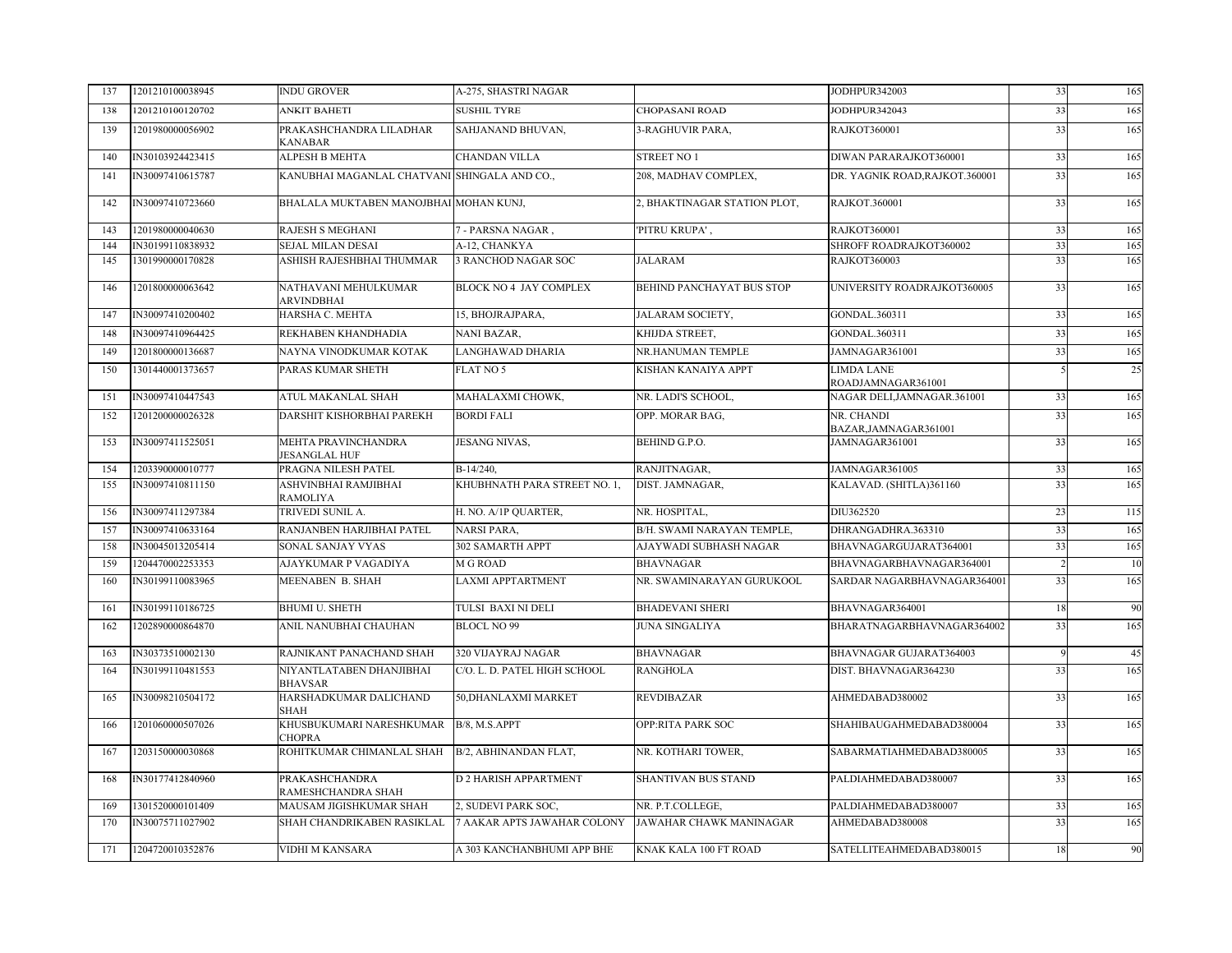| 137 | 1201210100038945 | INDU GROVER | A-275, SHASTRI NAGAR | | JODHPUR342003 | 33 | 165 |
|---|---|---|---|---|---|---|---|
| 138 | 1201210100120702 | ANKIT BAHETI | SUSHIL TYRE | CHOPASANI ROAD | JODHPUR342043 | 33 | 165 |
| 139 | 1201980000056902 | PRAKASHCHANDRA LILADHAR KANABAR | SAHJANAND BHUVAN, | 3-RAGHUVIR PARA, | RAJKOT360001 | 33 | 165 |
| 140 | IN30103924423415 | ALPESH B MEHTA | CHANDAN VILLA | STREET NO 1 | DIWAN PARARAJKOT360001 | 33 | 165 |
| 141 | IN30097410615787 | KANUBHAI MAGANLAL CHATVANI | SHINGALA AND CO., | 208, MADHAV COMPLEX, | DR. YAGNIK ROAD,RAJKOT.360001 | 33 | 165 |
| 142 | IN30097410723660 | BHALALA MUKTABEN MANOJBHAI | MOHAN KUNJ, | 2, BHAKTINAGAR STATION PLOT, | RAJKOT.360001 | 33 | 165 |
| 143 | 1201980000040630 | RAJESH S MEGHANI | 7 - PARSNA NAGAR , | 'PITRU KRUPA' , | RAJKOT360001 | 33 | 165 |
| 144 | IN30199110838932 | SEJAL MILAN DESAI | A-12, CHANKYA | | SHROFF ROADRAJKOT360002 | 33 | 165 |
| 145 | 1301990000170828 | ASHISH RAJESHBHAI THUMMAR | 3 RANCHOD NAGAR SOC | JALARAM | RAJKOT360003 | 33 | 165 |
| 146 | 1201800000063642 | NATHAVANI MEHULKUMAR ARVINDBHAI | BLOCK NO 4 JAY COMPLEX | BEHIND PANCHAYAT BUS STOP | UNIVERSITY ROADRAJKOT360005 | 33 | 165 |
| 147 | IN30097410200402 | HARSHA C. MEHTA | 15, BHOJRAJPARA, | JALARAM SOCIETY, | GONDAL.360311 | 33 | 165 |
| 148 | IN30097410964425 | REKHABEN KHANDHADIA | NANI BAZAR, | KHIJDA STREET, | GONDAL.360311 | 33 | 165 |
| 149 | 1201800000136687 | NAYNA VINODKUMAR KOTAK | LANGHAWAD DHARIA | NR.HANUMAN TEMPLE | JAMNAGAR361001 | 33 | 165 |
| 150 | 1301440001373657 | PARAS KUMAR SHETH | FLAT NO 5 | KISHAN KANAIYA APPT | LIMDA LANE ROADJAMNAGAR361001 | 5 | 25 |
| 151 | IN30097410447543 | ATUL MAKANLAL SHAH | MAHALAXMI CHOWK, | NR. LADI'S SCHOOL, | NAGAR DELI,JAMNAGAR.361001 | 33 | 165 |
| 152 | 1201200000026328 | DARSHIT KISHORBHAI PAREKH | BORDI FALI | OPP. MORAR BAG, | NR. CHANDI BAZAR,JAMNAGAR361001 | 33 | 165 |
| 153 | IN30097411525051 | MEHTA PRAVINCHANDRA JESANGLAL HUF | JESANG NIVAS, | BEHIND G.P.O. | JAMNAGAR361001 | 33 | 165 |
| 154 | 1203390000010777 | PRAGNA NILESH PATEL | B-14/240, | RANJITNAGAR, | JAMNAGAR361005 | 33 | 165 |
| 155 | IN30097410811150 | ASHVINBHAI RAMJIBHAI RAMOLIYA | KHUBHNATH PARA STREET NO. 1, | DIST. JAMNAGAR, | KALAVAD. (SHITLA)361160 | 33 | 165 |
| 156 | IN30097411297384 | TRIVEDI SUNIL A. | H. NO. A/1P QUARTER, | NR. HOSPITAL, | DIU362520 | 23 | 115 |
| 157 | IN30097410633164 | RANJANBEN HARJIBHAI PATEL | NARSI PARA, | B/H. SWAMI NARAYAN TEMPLE, | DHRANGADHRA.363310 | 33 | 165 |
| 158 | IN30045013205414 | SONAL SANJAY VYAS | 302 SAMARTH APPT | AJAYWADI SUBHASH NAGAR | BHAVNAGARGUJARAT364001 | 33 | 165 |
| 159 | 1204470002253353 | AJAYKUMAR P VAGADIYA | M G ROAD | BHAVNAGAR | BHAVNAGARBHAVNAGAR364001 | 2 | 10 |
| 160 | IN30199110083965 | MEENABEN B. SHAH | LAXMI APPTARTMENT | NR. SWAMINARAYAN GURUKOOL | SARDAR NAGARBHAVNAGAR364001 | 33 | 165 |
| 161 | IN30199110186725 | BHUMI U. SHETH | TULSI BAXI NI DELI | BHADEVANI SHERI | BHAVNAGAR364001 | 18 | 90 |
| 162 | 1202890000864870 | ANIL NANUBHAI CHAUHAN | BLOCL NO 99 | JUNA SINGALIYA | BHARATNAGARBHAVNAGAR364002 | 33 | 165 |
| 163 | IN30373510002130 | RAJNIKANT PANACHAND SHAH | 320 VIJAYRAJ NAGAR | BHAVNAGAR | BHAVNAGAR GUJARAT364003 | 9 | 45 |
| 164 | IN30199110481553 | NIYANTLATABEN DHANJIBHAI BHAVSAR | C/O. L. D. PATEL HIGH SCHOOL | RANGHOLA | DIST. BHAVNAGAR364230 | 33 | 165 |
| 165 | IN30098210504172 | HARSHADKUMAR DALICHAND SHAH | 50,DHANLAXMI MARKET | REVDIBAZAR | AHMEDABAD380002 | 33 | 165 |
| 166 | 1201060000507026 | KHUSBUKUMARI NARESHKUMAR CHOPRA | B/8, M.S.APPT | OPP:RITA PARK SOC | SHAHIBAUGAHMEDABAD380004 | 33 | 165 |
| 167 | 1203150000030868 | ROHITKUMAR CHIMANLAL SHAH | B/2, ABHINANDAN FLAT, | NR. KOTHARI TOWER, | SABARMATIAHMEDABAD380005 | 33 | 165 |
| 168 | IN30177412840960 | PRAKASHCHANDRA RAMESHCHANDRA SHAH | D 2 HARISH APPARTMENT | SHANTIVAN BUS STAND | PALDIAHMEDABAD380007 | 33 | 165 |
| 169 | 1301520000101409 | MAUSAM JIGISHKUMAR SHAH | 2, SUDEVI PARK SOC, | NR. P.T.COLLEGE, | PALDIAHMEDABAD380007 | 33 | 165 |
| 170 | IN30075711027902 | SHAH CHANDRIKABEN RASIKLAL | 7 AAKAR APTS JAWAHAR COLONY | JAWAHAR CHAWK MANINAGAR | AHMEDABAD380008 | 33 | 165 |
| 171 | 1204720010352876 | VIDHI M KANSARA | A 303 KANCHANBHUMI APP BHE | KNAK KALA 100 FT ROAD | SATELLITEAHMEDABAD380015 | 18 | 90 |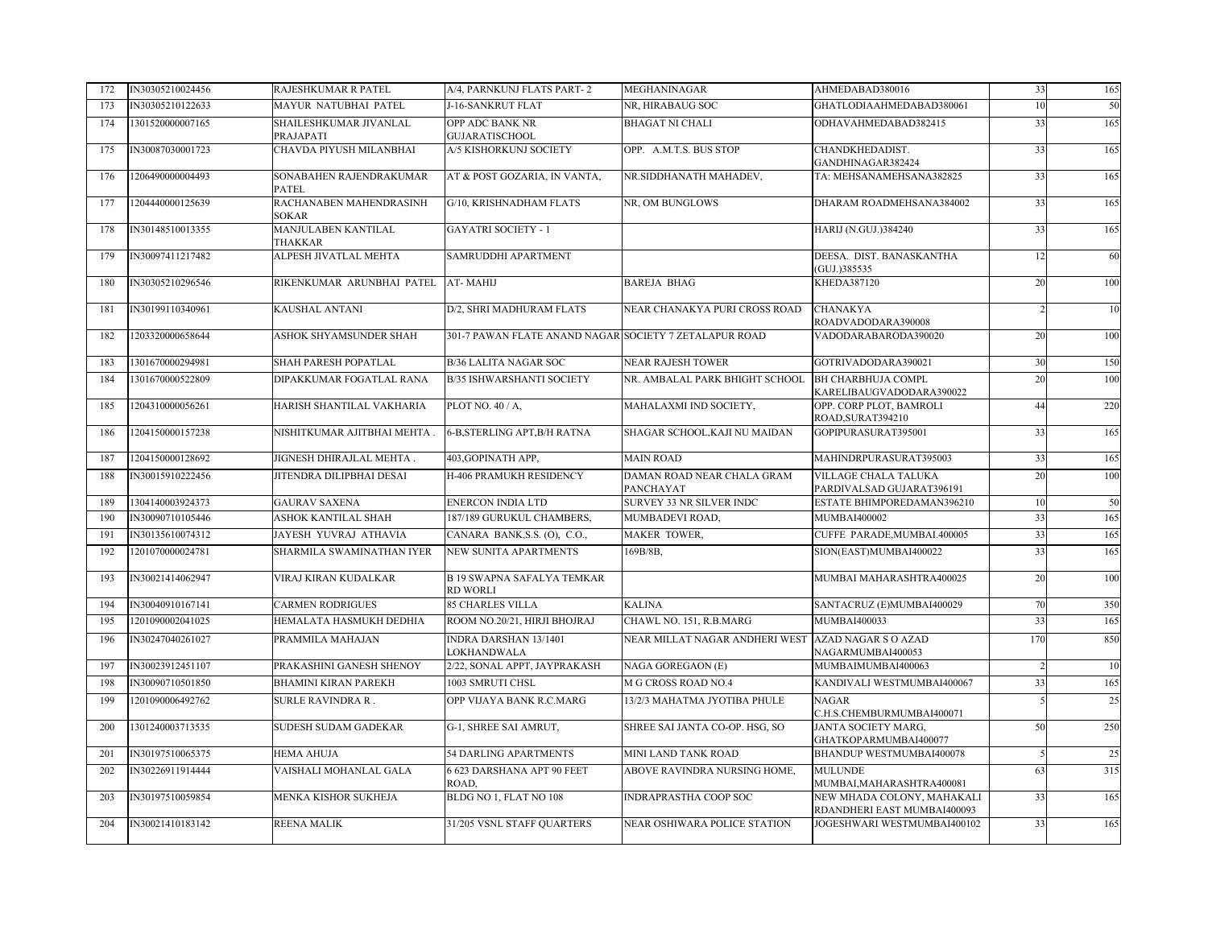| 172 | IN30305210024456 | RAJESHKUMAR R PATEL | A/4, PARNKUNJ FLATS PART- 2 | MEGHANINAGAR | AHMEDABAD380016 | 33 | 165 |
|---|---|---|---|---|---|---|---|
| 173 | IN30305210122633 | MAYUR NATUBHAI PATEL | J-16-SANKRUT FLAT | NR, HIRABAUG SOC | GHATLODIAAHMEDABAD380061 | 10 | 50 |
| 174 | 1301520000007165 | SHAILESHKUMAR JIVANLAL PRAJAPATI | OPP ADC BANK NR GUJARATISCHOOL | BHAGAT NI CHALI | ODHAVAHMEDABAD382415 | 33 | 165 |
| 175 | IN30087030001723 | CHAVDA PIYUSH MILANBHAI | A/5 KISHORKUNJ SOCIETY | OPP. A.M.T.S. BUS STOP | CHANDKHEDADIST. GANDHINAGAR382424 | 33 | 165 |
| 176 | 1206490000004493 | SONABAHEN RAJENDRAKUMAR PATEL | AT & POST GOZARIA, IN VANTA, | NR.SIDDHANATH MAHADEV, | TA: MEHSANAMEHSANA382825 | 33 | 165 |
| 177 | 1204440000125639 | RACHANABEN MAHENDRASINH SOKAR | G/10, KRISHNADHAM FLATS | NR, OM BUNGLOWS | DHARAM ROADMEHSANA384002 | 33 | 165 |
| 178 | IN30148510013355 | MANJULABEN KANTILAL THAKKAR | GAYATRI SOCIETY - 1 | | HARIJ (N.GUJ.)384240 | 33 | 165 |
| 179 | IN30097411217482 | ALPESH JIVATLAL MEHTA | SAMRUDDHI APARTMENT | | DEESA. DIST. BANASKANTHA (GUJ.)385535 | 12 | 60 |
| 180 | IN30305210296546 | RIKENKUMAR ARUNBHAI PATEL | AT- MAHIJ | BAREJA BHAG | KHEDA387120 | 20 | 100 |
| 181 | IN30199110340961 | KAUSHAL ANTANI | D/2, SHRI MADHURAM FLATS | NEAR CHANAKYA PURI CROSS ROAD | CHANAKYA ROADVADODARA390008 | 2 | 10 |
| 182 | 1203320000658644 | ASHOK SHYAMSUNDER SHAH | 301-7 PAWAN FLATE ANAND NAGAR | SOCIETY 7 ZETALAPUR ROAD | VADODARABARODA390020 | 20 | 100 |
| 183 | 1301670000294981 | SHAH PARESH POPATLAL | B/36 LALITA NAGAR SOC | NEAR RAJESH TOWER | GOTRIVADODARA390021 | 30 | 150 |
| 184 | 1301670000522809 | DIPAKKUMAR FOGATLAL RANA | B/35 ISHWARSHANTI SOCIETY | NR. AMBALAL PARK BHIGHT SCHOOL | BH CHARBHUJA COMPL KARELIBAUGVADODARA390022 | 20 | 100 |
| 185 | 1204310000056261 | HARISH SHANTILAL VAKHARIA | PLOT NO. 40 / A, | MAHALAXMI IND SOCIETY, | OPP. CORP PLOT, BAMROLI ROAD,SURAT394210 | 44 | 220 |
| 186 | 1204150000157238 | NISHITKUMAR AJITBHAI MEHTA . | 6-B,STERLING APT,B/H RATNA | SHAGAR SCHOOL,KAJI NU MAIDAN | GOPIPURASURAT395001 | 33 | 165 |
| 187 | 1204150000128692 | JIGNESH DHIRAJLAL MEHTA . | 403,GOPINATH APP, | MAIN ROAD | MAHINDRPURASURAT395003 | 33 | 165 |
| 188 | IN30015910222456 | JITENDRA DILIPBHAI DESAI | H-406 PRAMUKH RESIDENCY | DAMAN ROAD NEAR CHALA GRAM PANCHAYAT | VILLAGE CHALA TALUKA PARDIVALSAD GUJARAT396191 | 20 | 100 |
| 189 | 1304140003924373 | GAURAV SAXENA | ENERCON INDIA LTD | SURVEY 33 NR SILVER INDC | ESTATE BHIMPOREDAMAN396210 | 10 | 50 |
| 190 | IN30090710105446 | ASHOK KANTILAL SHAH | 187/189 GURUKUL CHAMBERS, | MUMBADEVI ROAD, | MUMBAI400002 | 33 | 165 |
| 191 | IN30135610074312 | JAYESH YUVRAJ ATHAVIA | CANARA BANK,S.S. (O), C.O., | MAKER TOWER, | CUFFE PARADE,MUMBAI.400005 | 33 | 165 |
| 192 | 1201070000024781 | SHARMILA SWAMINATHAN IYER | NEW SUNITA APARTMENTS | 169B/8B, | SION(EAST)MUMBAI400022 | 33 | 165 |
| 193 | IN30021414062947 | VIRAJ KIRAN KUDALKAR | B 19 SWAPNA SAFALYA TEMKAR RD WORLI | | MUMBAI MAHARASHTRA400025 | 20 | 100 |
| 194 | IN30040910167141 | CARMEN RODRIGUES | 85 CHARLES VILLA | KALINA | SANTACRUZ (E)MUMBAI400029 | 70 | 350 |
| 195 | 1201090002041025 | HEMALATA HASMUKH DEDHIA | ROOM NO.20/21, HIRJI BHOJRAJ | CHAWL NO. 151, R.B.MARG | MUMBAI400033 | 33 | 165 |
| 196 | IN30247040261027 | PRAMMILA MAHAJAN | INDRA DARSHAN 13/1401 LOKHANDWALA | NEAR MILLAT NAGAR ANDHERI WEST | AZAD NAGAR S O AZAD NAGARMUMBAI400053 | 170 | 850 |
| 197 | IN30023912451107 | PRAKASHINI GANESH SHENOY | 2/22, SONAL APPT, JAYPRAKASH | NAGA GOREGAON (E) | MUMBAIMUMBAI400063 | 2 | 10 |
| 198 | IN30090710501850 | BHAMINI KIRAN PAREKH | 1003 SMRUTI CHSL | M G CROSS ROAD NO.4 | KANDIVALI WESTMUMBAI400067 | 33 | 165 |
| 199 | 1201090006492762 | SURLE RAVINDRA R . | OPP VIJAYA BANK R.C.MARG | 13/2/3 MAHATMA JYOTIBA PHULE | NAGAR C.H.S.CHEMBURMUMBAI400071 | 5 | 25 |
| 200 | 1301240003713535 | SUDESH SUDAM GADEKAR | G-1, SHREE SAI AMRUT, | SHREE SAI JANTA CO-OP. HSG, SO | JANTA SOCIETY MARG, GHATKOPARMUMBAI400077 | 50 | 250 |
| 201 | IN30197510065375 | HEMA AHUJA | 54 DARLING APARTMENTS | MINI LAND TANK ROAD | BHANDUP WESTMUMBAI400078 | 5 | 25 |
| 202 | IN30226911914444 | VAISHALI MOHANLAL GALA | 6 623 DARSHANA APT 90 FEET ROAD, | ABOVE RAVINDRA NURSING HOME, | MULUNDE MUMBAI,MAHARASHTRA400081 | 63 | 315 |
| 203 | IN30197510059854 | MENKA KISHOR SUKHEJA | BLDG NO 1, FLAT NO 108 | INDRAPRASTHA COOP SOC | NEW MHADA COLONY, MAHAKALI RDANDHERI EAST MUMBAI400093 | 33 | 165 |
| 204 | IN30021410183142 | REENA MALIK | 31/205 VSNL STAFF QUARTERS | NEAR OSHIWARA POLICE STATION | JOGESHWARI WESTMUMBAI400102 | 33 | 165 |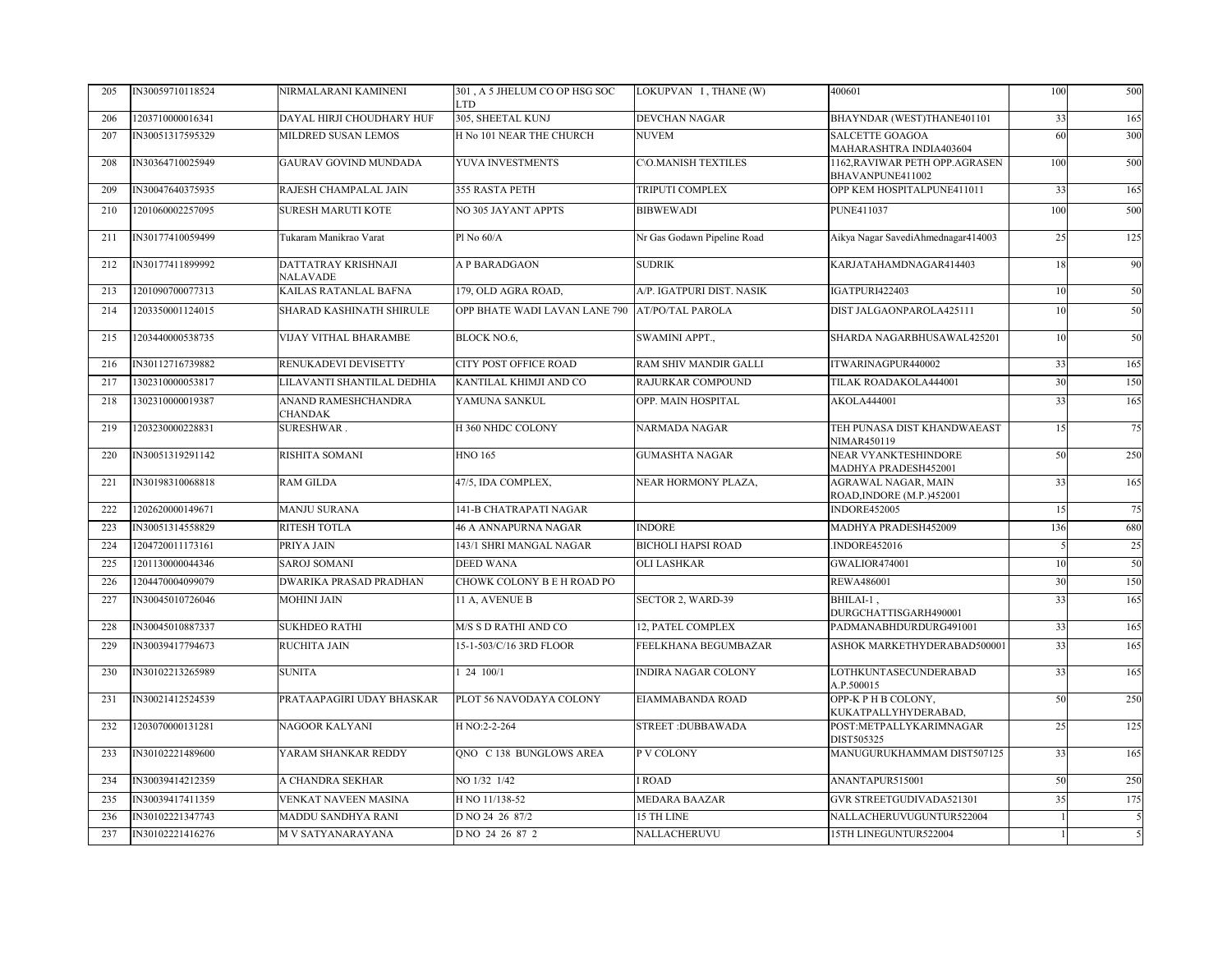| 205 | IN30059710118524 | NIRMALARANI KAMINENI | 301 , A 5 JHELUM CO OP HSG SOC LTD | LOKUPVAN I , THANE (W) | 400601 | 100 | 500 |
|---|---|---|---|---|---|---|---|
| 206 | 1203710000016341 | DAYAL HIRJI CHOUDHARY HUF | 305, SHEETAL KUNJ | DEVCHAN NAGAR | BHAYNDAR (WEST)THANE401101 | 33 | 165 |
| 207 | IN30051317595329 | MILDRED SUSAN LEMOS | H No 101 NEAR THE CHURCH | NUVEM | SALCETTE GOAGOA MAHARASHTRA INDIA403604 | 60 | 300 |
| 208 | IN30364710025949 | GAURAV GOVIND MUNDADA | YUVA INVESTMENTS | C\O.MANISH TEXTILES | 1162,RAVIWAR PETH OPP.AGRASEN BHAVANPUNE411002 | 100 | 500 |
| 209 | IN30047640375935 | RAJESH CHAMPALAL JAIN | 355 RASTA PETH | TRIPUTI COMPLEX | OPP KEM HOSPITALPUNE411011 | 33 | 165 |
| 210 | 1201060002257095 | SURESH MARUTI KOTE | NO 305 JAYANT APPTS | BIBWEWADI | PUNE411037 | 100 | 500 |
| 211 | IN30177410059499 | Tukaram Manikrao Varat | Pl No 60/A | Nr Gas Godawn Pipeline Road | Aikya Nagar SavediAhmednagar414003 | 25 | 125 |
| 212 | IN30177411899992 | DATTATRAY KRISHNAJI NALAVADE | A P BARADGAON | SUDRIK | KARJATAHAMDNAGAR414403 | 18 | 90 |
| 213 | 1201090700077313 | KAILAS RATANLAL BAFNA | 179, OLD AGRA ROAD, | A/P. IGATPURI DIST. NASIK | IGATPURI422403 | 10 | 50 |
| 214 | 1203350001124015 | SHARAD KASHINATH SHIRULE | OPP BHATE WADI LAVAN LANE 790 | AT/PO/TAL PAROLA | DIST JALGAONPAROLA425111 | 10 | 50 |
| 215 | 1203440000538735 | VIJAY VITHAL BHARAMBE | BLOCK NO.6, | SWAMINI APPT., | SHARDA NAGARBHUSAWAL425201 | 10 | 50 |
| 216 | IN30112716739882 | RENUKADEVI DEVISETTY | CITY POST OFFICE ROAD | RAM SHIV MANDIR GALLI | ITWARINAGPUR440002 | 33 | 165 |
| 217 | 1302310000053817 | LILAVANTI SHANTILAL DEDHIA | KANTILAL KHIMJI AND CO | RAJURKAR COMPOUND | TILAK ROADAKOLA444001 | 30 | 150 |
| 218 | 1302310000019387 | ANAND RAMESHCHANDRA CHANDAK | YAMUNA SANKUL | OPP. MAIN HOSPITAL | AKOLA444001 | 33 | 165 |
| 219 | 1203230000228831 | SURESHWAR . | H 360 NHDC COLONY | NARMADA NAGAR | TEH PUNASA DIST KHANDWAEAST NIMAR450119 | 15 | 75 |
| 220 | IN30051319291142 | RISHITA SOMANI | HNO 165 | GUMASHTA NAGAR | NEAR VYANKTESHINDORE MADHYA PRADESH452001 | 50 | 250 |
| 221 | IN30198310068818 | RAM GILDA | 47/5, IDA COMPLEX, | NEAR HORMONY PLAZA, | AGRAWAL NAGAR, MAIN ROAD,INDORE (M.P.)452001 | 33 | 165 |
| 222 | 1202620000149671 | MANJU SURANA | 141-B CHATRAPATI NAGAR | | INDORE452005 | 15 | 75 |
| 223 | IN30051314558829 | RITESH TOTLA | 46 A ANNAPURNA NAGAR | INDORE | MADHYA PRADESH452009 | 136 | 680 |
| 224 | 1204720011173161 | PRIYA JAIN | 143/1 SHRI MANGAL NAGAR | BICHOLI HAPSI ROAD | .INDORE452016 | 5 | 25 |
| 225 | 1201130000044346 | SAROJ SOMANI | DEED WANA | OLI LASHKAR | GWALIOR474001 | 10 | 50 |
| 226 | 1204470004099079 | DWARIKA PRASAD PRADHAN | CHOWK COLONY B E H ROAD PO | | REWA486001 | 30 | 150 |
| 227 | IN30045010726046 | MOHINI JAIN | 11 A, AVENUE B | SECTOR 2, WARD-39 | BHILAI-1 , DURGCHATTISGARH490001 | 33 | 165 |
| 228 | IN30045010887337 | SUKHDEO RATHI | M/S S D RATHI AND CO | 12, PATEL COMPLEX | PADMANABHDURDURG491001 | 33 | 165 |
| 229 | IN30039417794673 | RUCHITA JAIN | 15-1-503/C/16 3RD FLOOR | FEELKHANA BEGUMBAZAR | ASHOK MARKETHYDERABAD500001 | 33 | 165 |
| 230 | IN30102213265989 | SUNITA | 1 24 100/1 | INDIRA NAGAR COLONY | LOTHKUNTASECUNDERABAD A.P.500015 | 33 | 165 |
| 231 | IN30021412524539 | PRATAAPAGIRI UDAY BHASKAR | PLOT 56 NAVODAYA COLONY | EIAMMABANDA ROAD | OPP-K P H B COLONY, KUKATPALLYHYDERABAD, | 50 | 250 |
| 232 | 1203070000131281 | NAGOOR KALYANI | H NO:2-2-264 | STREET :DUBBAWADA | POST:METPALLYKARIMNAGAR DIST505325 | 25 | 125 |
| 233 | IN30102221489600 | YARAM SHANKAR REDDY | QNO C 138 BUNGLOWS AREA | P V COLONY | MANUGURUKHAMMAM DIST507125 | 33 | 165 |
| 234 | IN30039414212359 | A CHANDRA SEKHAR | NO 1/32 1/42 | I ROAD | ANANTAPUR515001 | 50 | 250 |
| 235 | IN30039417411359 | VENKAT NAVEEN MASINA | H NO 11/138-52 | MEDARA BAAZAR | GVR STREETGUDIVADA521301 | 35 | 175 |
| 236 | IN30102221347743 | MADDU SANDHYA RANI | D NO 24 26 87/2 | 15 TH LINE | NALLACHERUVUGUNTUR522004 | 1 | 5 |
| 237 | IN30102221416276 | M V SATYANARAYANA | D NO 24 26 87 2 | NALLACHERUVU | 15TH LINEGUNTUR522004 | 1 | 5 |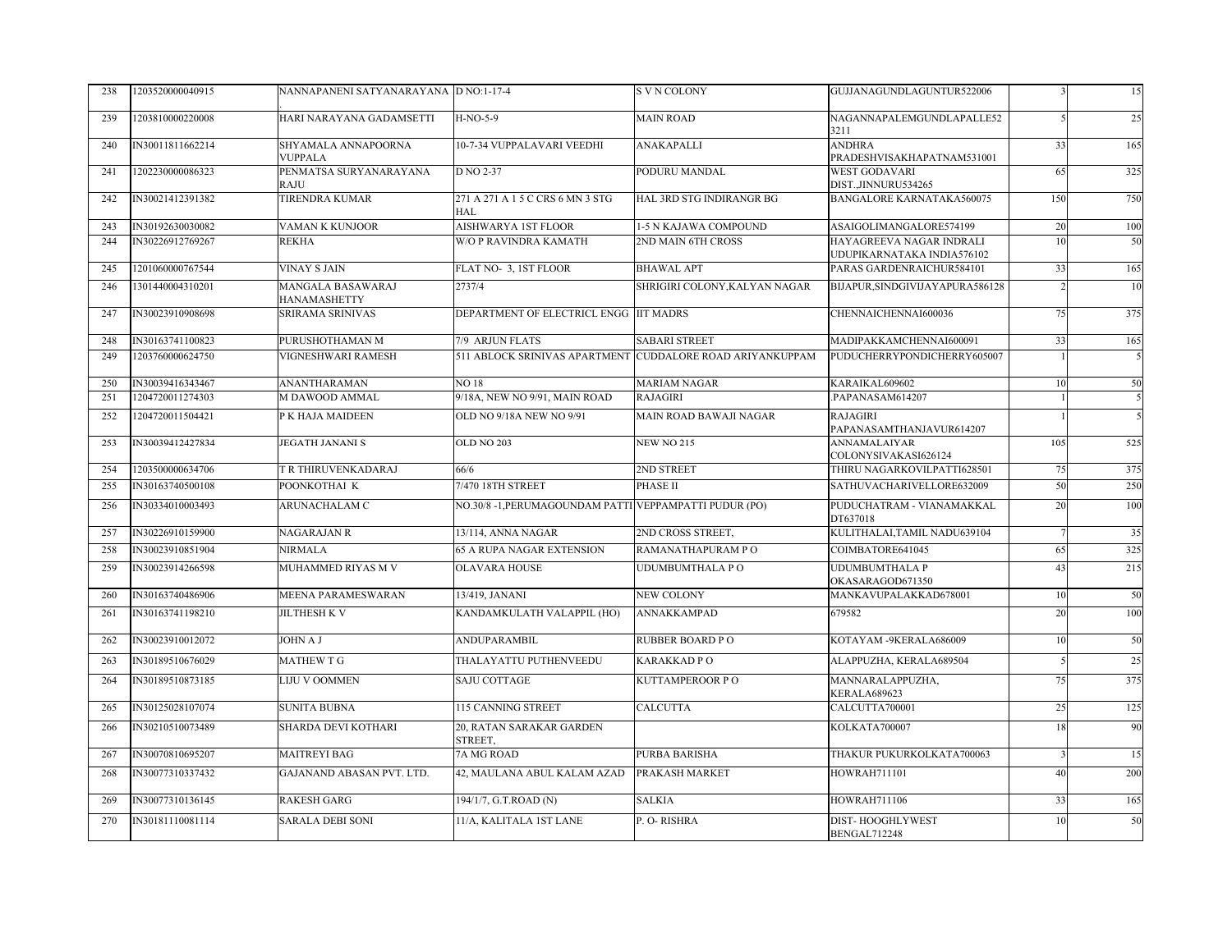| 238 | 1203520000040915 | NANNAPANENI SATYANARAYANA . | D NO:1-17-4 | S V N COLONY | GUJJANAGUNDLAGUNTUR522006 | 3 | 15 |
|---|---|---|---|---|---|---|---|
| 239 | 1203810000220008 | HARI NARAYANA GADAMSETTI | H-NO-5-9 | MAIN ROAD | NAGANNAPALEMGUNDLAPALLE523211 | 5 | 25 |
| 240 | IN30011811662214 | SHYAMALA ANNAPOORNA VUPPALA | 10-7-34 VUPPALAVARI VEEDHI | ANAKAPALLI | ANDHRA PRADESHVISAKHAPATNAM531001 | 33 | 165 |
| 241 | 1202230000086323 | PENMATSA SURYANARAYANA RAJU | D NO 2-37 | PODURU MANDAL | WEST GODAVARI DIST.,JINNURU534265 | 65 | 325 |
| 242 | IN30021412391382 | TIRENDRA KUMAR | 271 A 271 A 1 5 C CRS 6 MN 3 STG HAL | HAL 3RD STG INDIRANGR BG | BANGALORE KARNATAKA560075 | 150 | 750 |
| 243 | IN30192630030082 | VAMAN K KUNJOOR | AISHWARYA 1ST FLOOR | 1-5 N KAJAWA COMPOUND | ASAIGOLIMANGALORE574199 | 20 | 100 |
| 244 | IN30226912769267 | REKHA | W/O P RAVINDRA KAMATH | 2ND MAIN 6TH CROSS | HAYAGREEVA NAGAR INDRALI UDUPIKARNATAKA INDIA576102 | 10 | 50 |
| 245 | 1201060000767544 | VINAY S JAIN | FLAT NO- 3, 1ST FLOOR | BHAWAL APT | PARAS GARDENRAICHUR584101 | 33 | 165 |
| 246 | 1301440004310201 | MANGALA BASAWARAJ HANAMASHETTY | 2737/4 | SHRIGIRI COLONY,KALYAN NAGAR | BIJAPUR,SINDGIVIJAYAPURA586128 | 2 | 10 |
| 247 | IN30023910908698 | SRIRAMA SRINIVAS | DEPARTMENT OF ELECTRICL ENGG | IIT MADRS | CHENNAICHENNAI600036 | 75 | 375 |
| 248 | IN30163741100823 | PURUSHOTHAMAN M | 7/9 ARJUN FLATS | SABARI STREET | MADIPAKKAMCHENNAI600091 | 33 | 165 |
| 249 | 1203760000624750 | VIGNESHWARI RAMESH | 511 ABLOCK SRINIVAS APARTMENT | CUDDALORE ROAD ARIYANKUPPAM | PUDUCHERRYPONDICHERRY605007 | 1 | 5 |
| 250 | IN30039416343467 | ANANTHARAMAN | NO 18 | MARIAM NAGAR | KARAIKAL609602 | 10 | 50 |
| 251 | 1204720011274303 | M DAWOOD AMMAL | 9/18A, NEW NO 9/91, MAIN ROAD | RAJAGIRI | .PAPANASAM614207 | 1 | 5 |
| 252 | 1204720011504421 | P K HAJA MAIDEEN | OLD NO 9/18A NEW NO 9/91 | MAIN ROAD BAWAJI NAGAR | RAJAGIRI PAPANASAMTHANJAVUR614207 | 1 | 5 |
| 253 | IN30039412427834 | JEGATH JANANI S | OLD NO 203 | NEW NO 215 | ANNAMALAIYAR COLONYSIVAKASI626124 | 105 | 525 |
| 254 | 1203500000634706 | T R THIRUVENKADARAJ | 66/6 | 2ND STREET | THIRU NAGARKOVILPATTI628501 | 75 | 375 |
| 255 | IN30163740500108 | POONKOTHAI K | 7/470 18TH STREET | PHASE II | SATHUVACHARIVELLORE632009 | 50 | 250 |
| 256 | IN30334010003493 | ARUNACHALAM C | NO.30/8 -1,PERUMAGOUNDAM PATTI | VEPPAMPATTI PUDUR (PO) | PUDUCHATRAM - VIANAMAKKAL DT637018 | 20 | 100 |
| 257 | IN30226910159900 | NAGARAJAN R | 13/114, ANNA NAGAR | 2ND CROSS STREET, | KULITHALAI,TAMIL NADU639104 | 7 | 35 |
| 258 | IN30023910851904 | NIRMALA | 65 A RUPA NAGAR EXTENSION | RAMANATHAPURAM P O | COIMBATORE641045 | 65 | 325 |
| 259 | IN30023914266598 | MUHAMMED RIYAS M V | OLAVARA HOUSE | UDUMBUMTHALA P O | UDUMBUMTHALA P OKASARAGOD671350 | 43 | 215 |
| 260 | IN30163740486906 | MEENA PARAMESWARAN | 13/419, JANANI | NEW COLONY | MANKAVUPALAKKAD678001 | 10 | 50 |
| 261 | IN30163741198210 | JILTHESH K V | KANDAMKULATH VALAPPIL (HO) | ANNAKKAMPAD | 679582 | 20 | 100 |
| 262 | IN30023910012072 | JOHN A J | ANDUPARAMBIL | RUBBER BOARD P O | KOTAYAM -9KERALA686009 | 10 | 50 |
| 263 | IN30189510676029 | MATHEW T G | THALAYATTU PUTHENVEEDU | KARAKKAD P O | ALAPPUZHA, KERALA689504 | 5 | 25 |
| 264 | IN30189510873185 | LIJU V OOMMEN | SAJU COTTAGE | KUTTAMPEROOR P O | MANNARALAPPUZHA, KERALA689623 | 75 | 375 |
| 265 | IN30125028107074 | SUNITA BUBNA | 115 CANNING STREET | CALCUTTA | CALCUTTA700001 | 25 | 125 |
| 266 | IN30210510073489 | SHARDA DEVI KOTHARI | 20, RATAN SARAKAR GARDEN STREET, | | KOLKATA700007 | 18 | 90 |
| 267 | IN30070810695207 | MAITREYI BAG | 7A MG ROAD | PURBA BARISHA | THAKUR PUKURKOLKATA700063 | 3 | 15 |
| 268 | IN30077310337432 | GAJANAND ABASAN PVT. LTD. | 42, MAULANA ABUL KALAM AZAD | PRAKASH MARKET | HOWRAH711101 | 40 | 200 |
| 269 | IN30077310136145 | RAKESH GARG | 194/1/7, G.T.ROAD (N) | SALKIA | HOWRAH711106 | 33 | 165 |
| 270 | IN30181110081114 | SARALA DEBI SONI | 11/A, KALITALA 1ST LANE | P. O- RISHRA | DIST- HOOGHLYWEST BENGAL712248 | 10 | 50 |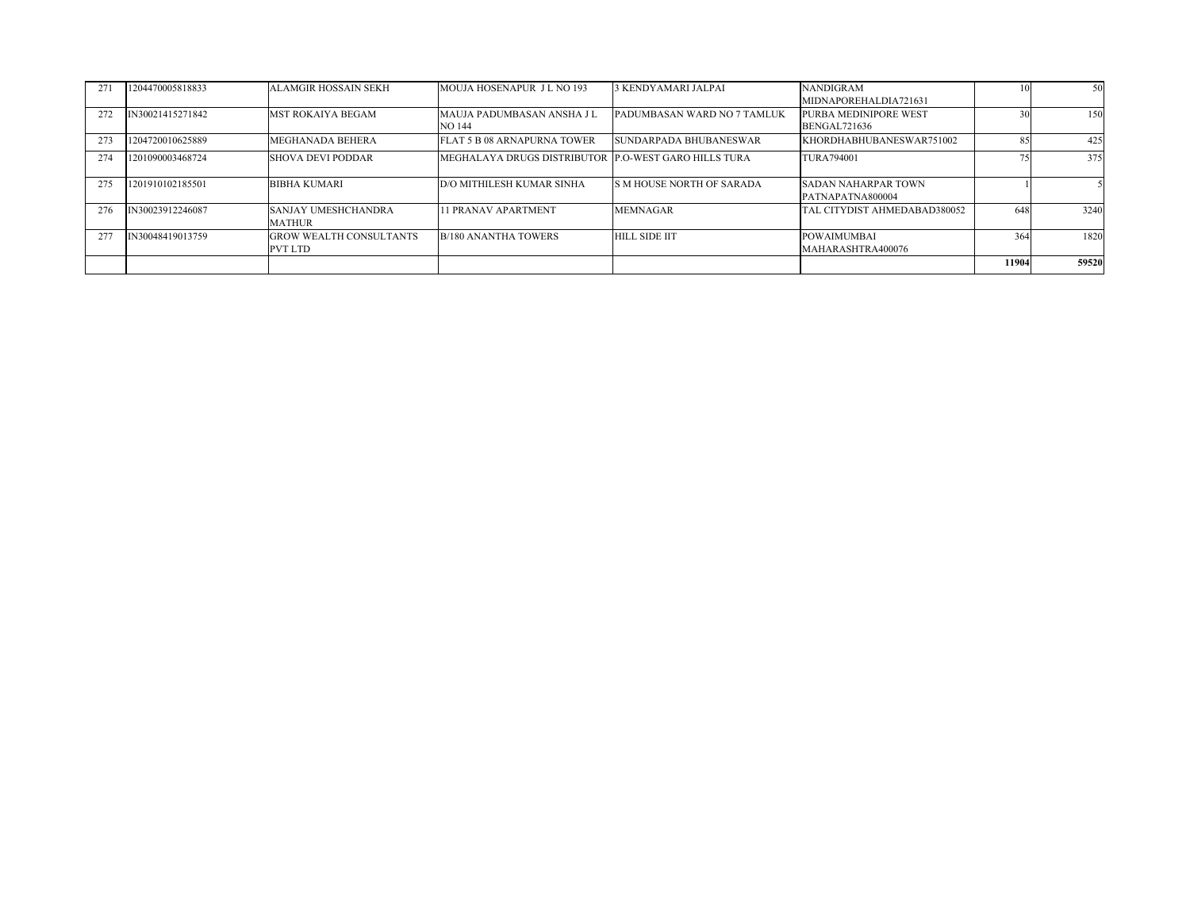| | | | | | | | |
|---|---|---|---|---|---|---|---|
| 271 | 1204470005818833 | ALAMGIR HOSSAIN SEKH | MOUJA HOSENAPUR J L NO 193 | 3 KENDYAMARI JALPAI | NANDIGRAM MIDNAPOREHALDIA721631 | 10 | 50 |
| 272 | IN30021415271842 | MST ROKAIYA BEGAM | MAUJA PADUMBASAN ANSHA J L NO 144 | PADUMBASAN WARD NO 7 TAMLUK | PURBA MEDINIPORE WEST BENGAL721636 | 30 | 150 |
| 273 | 1204720010625889 | MEGHANADA BEHERA | FLAT 5 B 08 ARNAPURNA TOWER | SUNDARPADA BHUBANESWAR | KHORDHABHUBANESWAR751002 | 85 | 425 |
| 274 | 1201090003468724 | SHOVA DEVI PODDAR | MEGHALAYA DRUGS DISTRIBUTOR | P.O-WEST GARO HILLS TURA | TURA794001 | 75 | 375 |
| 275 | 1201910102185501 | BIBHA KUMARI | D/O MITHILESH KUMAR SINHA | S M HOUSE NORTH OF SARADA | SADAN NAHARPAR TOWN PATNAPATNA800004 | 1 | 5 |
| 276 | IN30023912246087 | SANJAY UMESHCHANDRA MATHUR | 11 PRANAV APARTMENT | MEMNAGAR | TAL CITYDIST AHMEDABAD380052 | 648 | 3240 |
| 277 | IN30048419013759 | GROW WEALTH CONSULTANTS PVT LTD | B/180 ANANTHA TOWERS | HILL SIDE IIT | POWAIMUMBAI MAHARASHTRA400076 | 364 | 1820 |
| | | | | | | **11904** | **59520** |